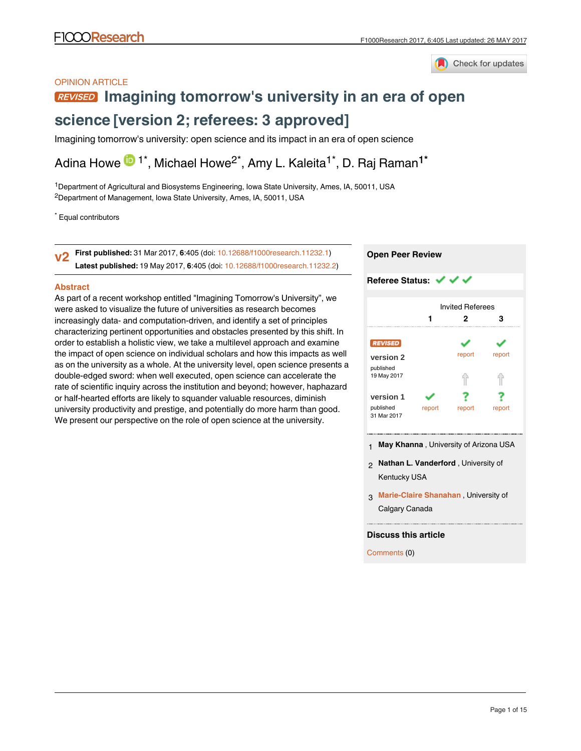OPINION ARTICLE

# REVISED Imagining tomorrow's university in an era of open science [version 2; referees: 3 approved]

Imagining tomorrow's university: open science and its impact in an era of open science

Adina Howe[1*], Michael Howe[2*], Amy L. Kaleita[1*], D. Raj Raman[1*]

[1]Department of Agricultural and Biosystems Engineering, Iowa State University, Ames, IA, 50011, USA
[2]Department of Management, Iowa State University, Ames, IA, 50011, USA

[*] Equal contributors

**v2** **First published:** 31 Mar 2017, **6**:405 (doi: 10.12688/f1000research.11232.1)
**Latest published:** 19 May 2017, **6**:405 (doi: 10.12688/f1000research.11232.2)

## Abstract

As part of a recent workshop entitled "Imagining Tomorrow's University", we were asked to visualize the future of universities as research becomes increasingly data- and computation-driven, and identify a set of principles characterizing pertinent opportunities and obstacles presented by this shift. In order to establish a holistic view, we take a multilevel approach and examine the impact of open science on individual scholars and how this impacts as well as on the university as a whole. At the university level, open science presents a double-edged sword: when well executed, open science can accelerate the rate of scientific inquiry across the institution and beyond; however, haphazard or half-hearted efforts are likely to squander valuable resources, diminish university productivity and prestige, and potentially do more harm than good. We present our perspective on the role of open science at the university.

**Open Peer Review**

**Referee Status:** ✓ ✓ ✓

| | Invited Referees 1 | 2 | 3 |
|---|---|---|---|
| REVISED version 2 published 19 May 2017 | | ✓ report | ✓ report |
| version 1 published 31 Mar 2017 | ✓ report | ? report | ? report |

1 **May Khanna**, University of Arizona USA

2 **Nathan L. Vanderford**, University of Kentucky USA

3 **Marie-Claire Shanahan**, University of Calgary Canada

**Discuss this article**

Comments (0)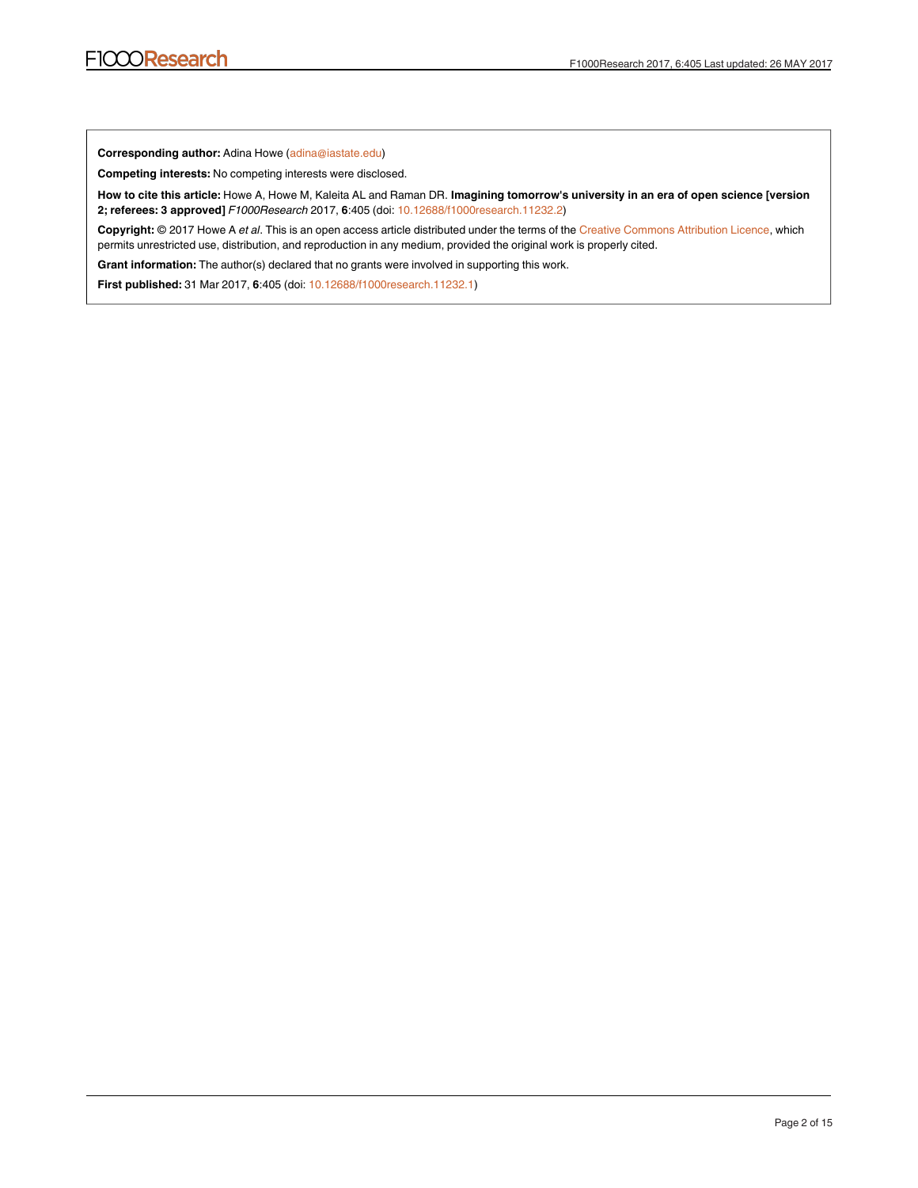**Corresponding author:** Adina Howe (adina@iastate.edu)

**Competing interests:** No competing interests were disclosed.

**How to cite this article:** Howe A, Howe M, Kaleita AL and Raman DR. **Imagining tomorrow's university in an era of open science [version 2; referees: 3 approved]** *F1000Research* 2017, **6**:405 (doi: 10.12688/f1000research.11232.2)

**Copyright:** © 2017 Howe A *et al*. This is an open access article distributed under the terms of the Creative Commons Attribution Licence, which permits unrestricted use, distribution, and reproduction in any medium, provided the original work is properly cited.

**Grant information:** The author(s) declared that no grants were involved in supporting this work.

**First published:** 31 Mar 2017, **6**:405 (doi: 10.12688/f1000research.11232.1)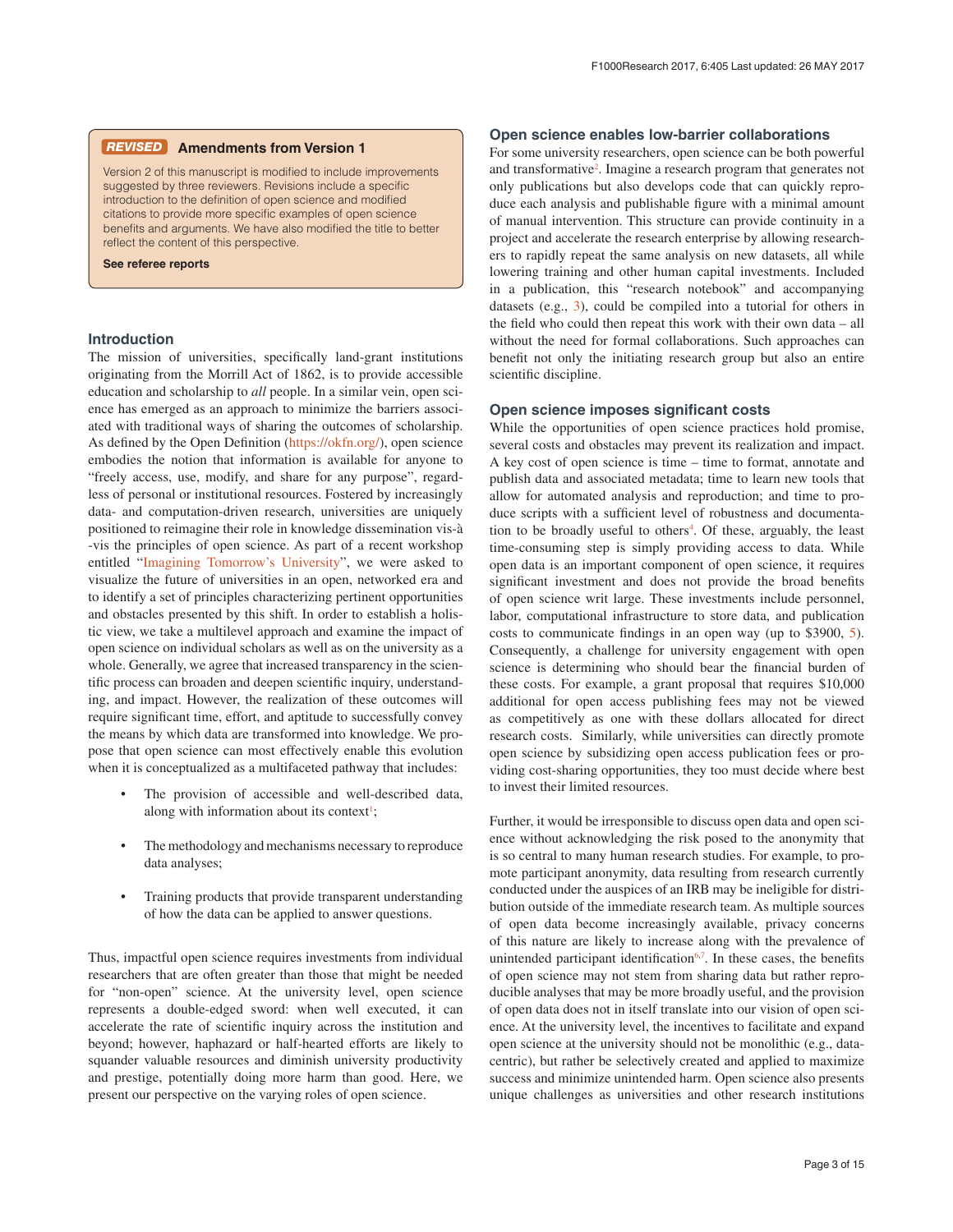**REVISED** **Amendments from Version 1**

Version 2 of this manuscript is modified to include improvements suggested by three reviewers. Revisions include a specific introduction to the definition of open science and modified citations to provide more specific examples of open science benefits and arguments. We have also modified the title to better reflect the content of this perspective.

**See referee reports**

## Introduction

The mission of universities, specifically land-grant institutions originating from the Morrill Act of 1862, is to provide accessible education and scholarship to *all* people. In a similar vein, open science has emerged as an approach to minimize the barriers associated with traditional ways of sharing the outcomes of scholarship. As defined by the Open Definition (https://okfn.org/), open science embodies the notion that information is available for anyone to "freely access, use, modify, and share for any purpose", regardless of personal or institutional resources. Fostered by increasingly data- and computation-driven research, universities are uniquely positioned to reimagine their role in knowledge dissemination vis-à-vis the principles of open science. As part of a recent workshop entitled "Imagining Tomorrow's University", we were asked to visualize the future of universities in an open, networked era and to identify a set of principles characterizing pertinent opportunities and obstacles presented by this shift. In order to establish a holistic view, we take a multilevel approach and examine the impact of open science on individual scholars as well as on the university as a whole. Generally, we agree that increased transparency in the scientific process can broaden and deepen scientific inquiry, understanding, and impact. However, the realization of these outcomes will require significant time, effort, and aptitude to successfully convey the means by which data are transformed into knowledge. We propose that open science can most effectively enable this evolution when it is conceptualized as a multifaceted pathway that includes:

- The provision of accessible and well-described data, along with information about its context[1];
- The methodology and mechanisms necessary to reproduce data analyses;
- Training products that provide transparent understanding of how the data can be applied to answer questions.

Thus, impactful open science requires investments from individual researchers that are often greater than those that might be needed for "non-open" science. At the university level, open science represents a double-edged sword: when well executed, it can accelerate the rate of scientific inquiry across the institution and beyond; however, haphazard or half-hearted efforts are likely to squander valuable resources and diminish university productivity and prestige, potentially doing more harm than good. Here, we present our perspective on the varying roles of open science.

## Open science enables low-barrier collaborations

For some university researchers, open science can be both powerful and transformative[2]. Imagine a research program that generates not only publications but also develops code that can quickly reproduce each analysis and publishable figure with a minimal amount of manual intervention. This structure can provide continuity in a project and accelerate the research enterprise by allowing researchers to rapidly repeat the same analysis on new datasets, all while lowering training and other human capital investments. Included in a publication, this "research notebook" and accompanying datasets (e.g., 3), could be compiled into a tutorial for others in the field who could then repeat this work with their own data – all without the need for formal collaborations. Such approaches can benefit not only the initiating research group but also an entire scientific discipline.

## Open science imposes significant costs

While the opportunities of open science practices hold promise, several costs and obstacles may prevent its realization and impact. A key cost of open science is time – time to format, annotate and publish data and associated metadata; time to learn new tools that allow for automated analysis and reproduction; and time to produce scripts with a sufficient level of robustness and documentation to be broadly useful to others[4]. Of these, arguably, the least time-consuming step is simply providing access to data. While open data is an important component of open science, it requires significant investment and does not provide the broad benefits of open science writ large. These investments include personnel, labor, computational infrastructure to store data, and publication costs to communicate findings in an open way (up to $3900, 5). Consequently, a challenge for university engagement with open science is determining who should bear the financial burden of these costs. For example, a grant proposal that requires $10,000 additional for open access publishing fees may not be viewed as competitively as one with these dollars allocated for direct research costs. Similarly, while universities can directly promote open science by subsidizing open access publication fees or providing cost-sharing opportunities, they too must decide where best to invest their limited resources.

Further, it would be irresponsible to discuss open data and open science without acknowledging the risk posed to the anonymity that is so central to many human research studies. For example, to promote participant anonymity, data resulting from research currently conducted under the auspices of an IRB may be ineligible for distribution outside of the immediate research team. As multiple sources of open data become increasingly available, privacy concerns of this nature are likely to increase along with the prevalence of unintended participant identification[6,7]. In these cases, the benefits of open science may not stem from sharing data but rather reproducible analyses that may be more broadly useful, and the provision of open data does not in itself translate into our vision of open science. At the university level, the incentives to facilitate and expand open science at the university should not be monolithic (e.g., data-centric), but rather be selectively created and applied to maximize success and minimize unintended harm. Open science also presents unique challenges as universities and other research institutions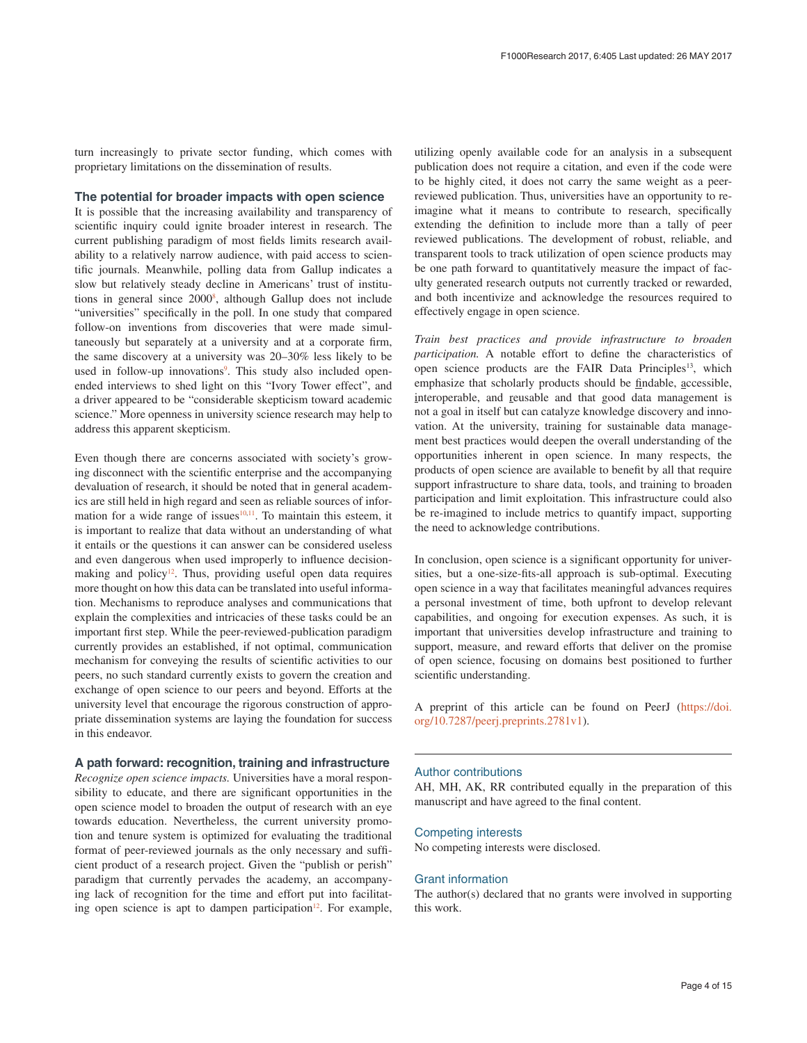turn increasingly to private sector funding, which comes with proprietary limitations on the dissemination of results.

### The potential for broader impacts with open science

It is possible that the increasing availability and transparency of scientific inquiry could ignite broader interest in research. The current publishing paradigm of most fields limits research availability to a relatively narrow audience, with paid access to scientific journals. Meanwhile, polling data from Gallup indicates a slow but relatively steady decline in Americans' trust of institutions in general since 2000[8], although Gallup does not include "universities" specifically in the poll. In one study that compared follow-on inventions from discoveries that were made simultaneously but separately at a university and at a corporate firm, the same discovery at a university was 20–30% less likely to be used in follow-up innovations[9]. This study also included open-ended interviews to shed light on this "Ivory Tower effect", and a driver appeared to be "considerable skepticism toward academic science." More openness in university science research may help to address this apparent skepticism.

Even though there are concerns associated with society's growing disconnect with the scientific enterprise and the accompanying devaluation of research, it should be noted that in general academics are still held in high regard and seen as reliable sources of information for a wide range of issues[10,11]. To maintain this esteem, it is important to realize that data without an understanding of what it entails or the questions it can answer can be considered useless and even dangerous when used improperly to influence decision-making and policy[12]. Thus, providing useful open data requires more thought on how this data can be translated into useful information. Mechanisms to reproduce analyses and communications that explain the complexities and intricacies of these tasks could be an important first step. While the peer-reviewed-publication paradigm currently provides an established, if not optimal, communication mechanism for conveying the results of scientific activities to our peers, no such standard currently exists to govern the creation and exchange of open science to our peers and beyond. Efforts at the university level that encourage the rigorous construction of appropriate dissemination systems are laying the foundation for success in this endeavor.

### A path forward: recognition, training and infrastructure

*Recognize open science impacts.* Universities have a moral responsibility to educate, and there are significant opportunities in the open science model to broaden the output of research with an eye towards education. Nevertheless, the current university promotion and tenure system is optimized for evaluating the traditional format of peer-reviewed journals as the only necessary and sufficient product of a research project. Given the "publish or perish" paradigm that currently pervades the academy, an accompanying lack of recognition for the time and effort put into facilitating open science is apt to dampen participation[12]. For example, utilizing openly available code for an analysis in a subsequent publication does not require a citation, and even if the code were to be highly cited, it does not carry the same weight as a peer-reviewed publication. Thus, universities have an opportunity to re-imagine what it means to contribute to research, specifically extending the definition to include more than a tally of peer reviewed publications. The development of robust, reliable, and transparent tools to track utilization of open science products may be one path forward to quantitatively measure the impact of faculty generated research outputs not currently tracked or rewarded, and both incentivize and acknowledge the resources required to effectively engage in open science.

*Train best practices and provide infrastructure to broaden participation.* A notable effort to define the characteristics of open science products are the FAIR Data Principles[13], which emphasize that scholarly products should be findable, accessible, interoperable, and reusable and that good data management is not a goal in itself but can catalyze knowledge discovery and innovation. At the university, training for sustainable data management best practices would deepen the overall understanding of the opportunities inherent in open science. In many respects, the products of open science are available to benefit by all that require support infrastructure to share data, tools, and training to broaden participation and limit exploitation. This infrastructure could also be re-imagined to include metrics to quantify impact, supporting the need to acknowledge contributions.

In conclusion, open science is a significant opportunity for universities, but a one-size-fits-all approach is sub-optimal. Executing open science in a way that facilitates meaningful advances requires a personal investment of time, both upfront to develop relevant capabilities, and ongoing for execution expenses. As such, it is important that universities develop infrastructure and training to support, measure, and reward efforts that deliver on the promise of open science, focusing on domains best positioned to further scientific understanding.

A preprint of this article can be found on PeerJ (https://doi.org/10.7287/peerj.preprints.2781v1).

### Author contributions

AH, MH, AK, RR contributed equally in the preparation of this manuscript and have agreed to the final content.

### Competing interests

No competing interests were disclosed.

### Grant information

The author(s) declared that no grants were involved in supporting this work.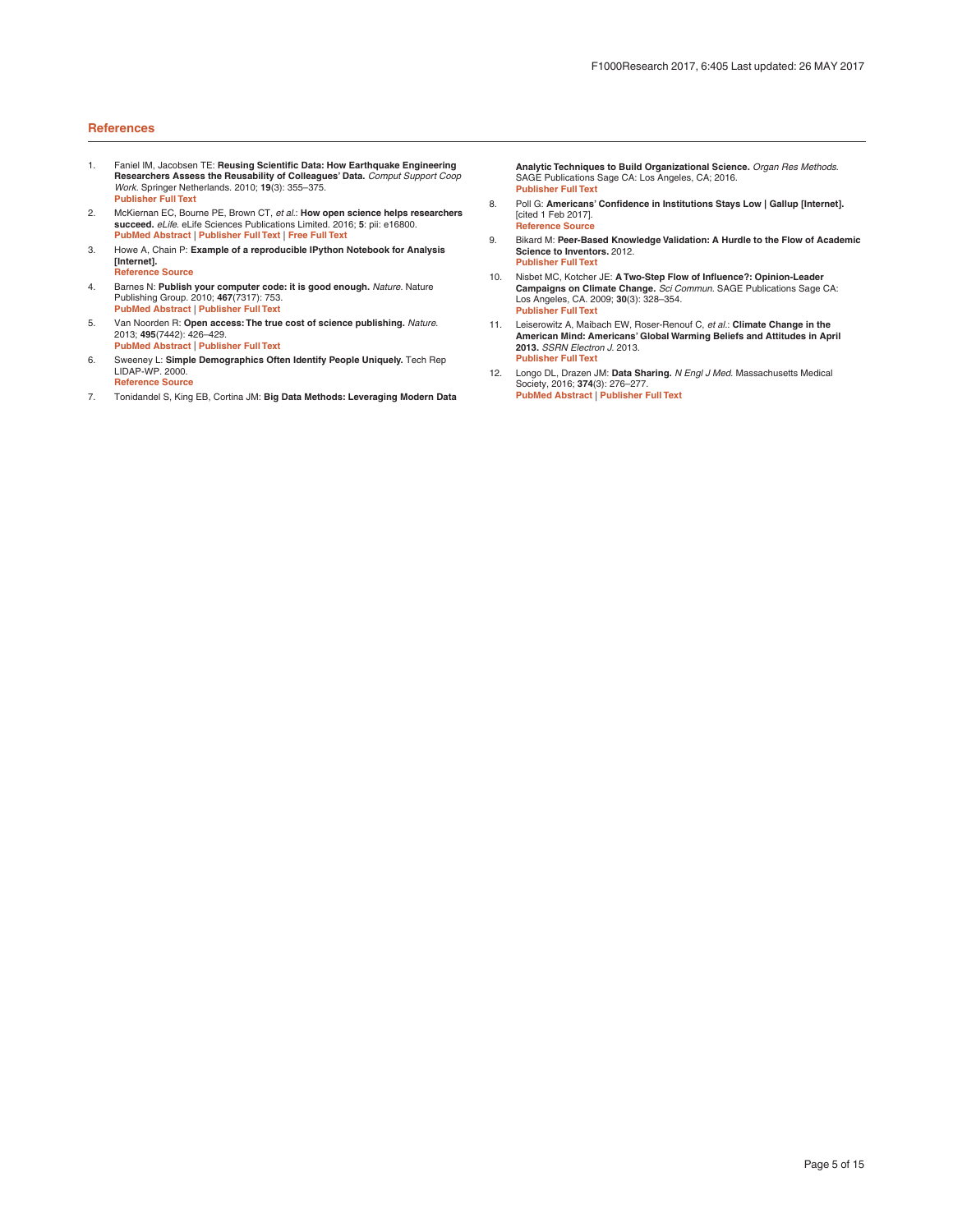## References

1. Faniel IM, Jacobsen TE: **Reusing Scientific Data: How Earthquake Engineering Researchers Assess the Reusability of Colleagues' Data.** *Comput Support Coop Work.* Springer Netherlands. 2010; **19**(3): 355–375.
   Publisher Full Text
2. McKiernan EC, Bourne PE, Brown CT, *et al.*: **How open science helps researchers succeed.** *eLife.* eLife Sciences Publications Limited. 2016; **5**: pii: e16800.
   PubMed Abstract | Publisher Full Text | Free Full Text
3. Howe A, Chain P: **Example of a reproducible IPython Notebook for Analysis [Internet].**
   Reference Source
4. Barnes N: **Publish your computer code: it is good enough.** *Nature.* Nature Publishing Group. 2010; **467**(7317): 753.
   PubMed Abstract | Publisher Full Text
5. Van Noorden R: **Open access: The true cost of science publishing.** *Nature.* 2013; **495**(7442): 426–429.
   PubMed Abstract | Publisher Full Text
6. Sweeney L: **Simple Demographics Often Identify People Uniquely.** Tech Rep LIDAP-WP. 2000.
   Reference Source
7. Tonidandel S, King EB, Cortina JM: **Big Data Methods: Leveraging Modern Data Analytic Techniques to Build Organizational Science.** *Organ Res Methods.* SAGE Publications Sage CA: Los Angeles, CA; 2016.
   Publisher Full Text
8. Poll G: **Americans' Confidence in Institutions Stays Low | Gallup [Internet].** [cited 1 Feb 2017].
   Reference Source
9. Bikard M: **Peer-Based Knowledge Validation: A Hurdle to the Flow of Academic Science to Inventors.** 2012.
   Publisher Full Text
10. Nisbet MC, Kotcher JE: **A Two-Step Flow of Influence?: Opinion-Leader Campaigns on Climate Change.** *Sci Commun.* SAGE Publications Sage CA: Los Angeles, CA. 2009; **30**(3): 328–354.
    Publisher Full Text
11. Leiserowitz A, Maibach EW, Roser-Renouf C, *et al.*: **Climate Change in the American Mind: Americans' Global Warming Beliefs and Attitudes in April 2013.** *SSRN Electron J.* 2013.
    Publisher Full Text
12. Longo DL, Drazen JM: **Data Sharing.** *N Engl J Med.* Massachusetts Medical Society, 2016; **374**(3): 276–277.
    PubMed Abstract | Publisher Full Text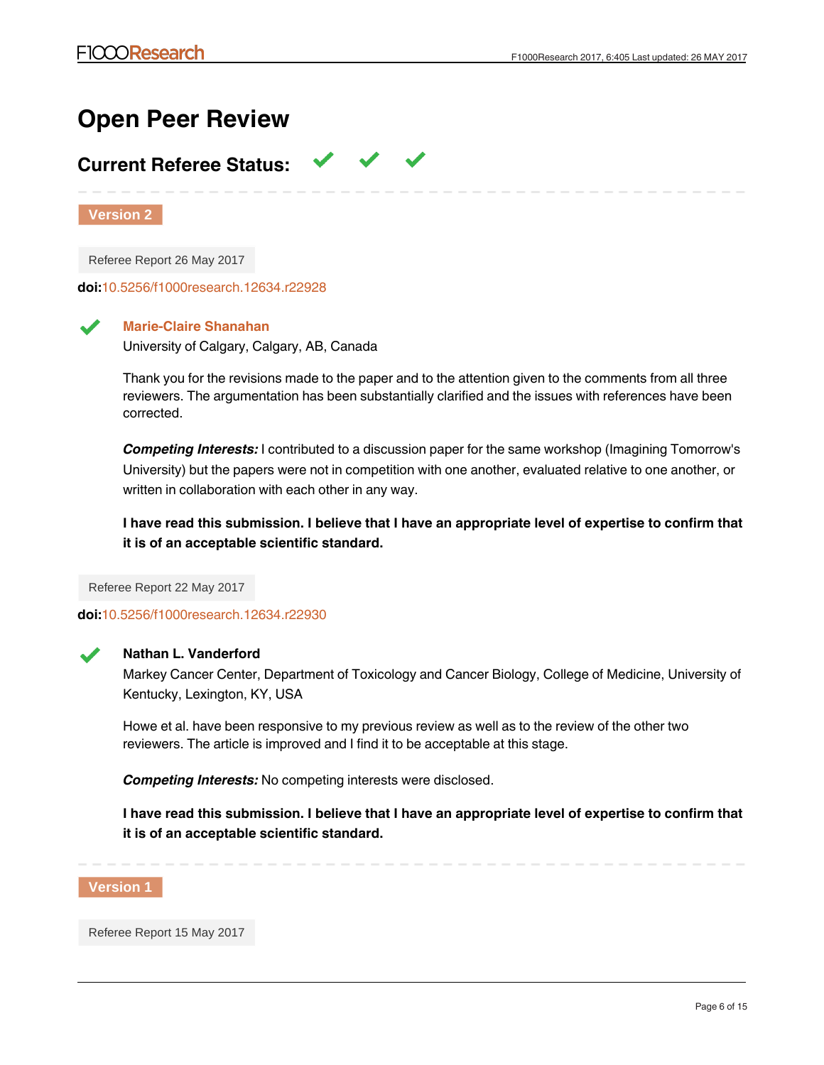# Open Peer Review

## Current Referee Status: ✔ ✔ ✔

**Version 2**

Referee Report 26 May 2017

**doi:**10.5256/f1000research.12634.r22928

✔ **Marie-Claire Shanahan**
University of Calgary, Calgary, AB, Canada

Thank you for the revisions made to the paper and to the attention given to the comments from all three reviewers. The argumentation has been substantially clarified and the issues with references have been corrected.

***Competing Interests:*** I contributed to a discussion paper for the same workshop (Imagining Tomorrow's University) but the papers were not in competition with one another, evaluated relative to one another, or written in collaboration with each other in any way.

**I have read this submission. I believe that I have an appropriate level of expertise to confirm that it is of an acceptable scientific standard.**

Referee Report 22 May 2017

**doi:**10.5256/f1000research.12634.r22930

✔ **Nathan L. Vanderford**
Markey Cancer Center, Department of Toxicology and Cancer Biology, College of Medicine, University of Kentucky, Lexington, KY, USA

Howe et al. have been responsive to my previous review as well as to the review of the other two reviewers. The article is improved and I find it to be acceptable at this stage.

***Competing Interests:*** No competing interests were disclosed.

**I have read this submission. I believe that I have an appropriate level of expertise to confirm that it is of an acceptable scientific standard.**

**Version 1**

Referee Report 15 May 2017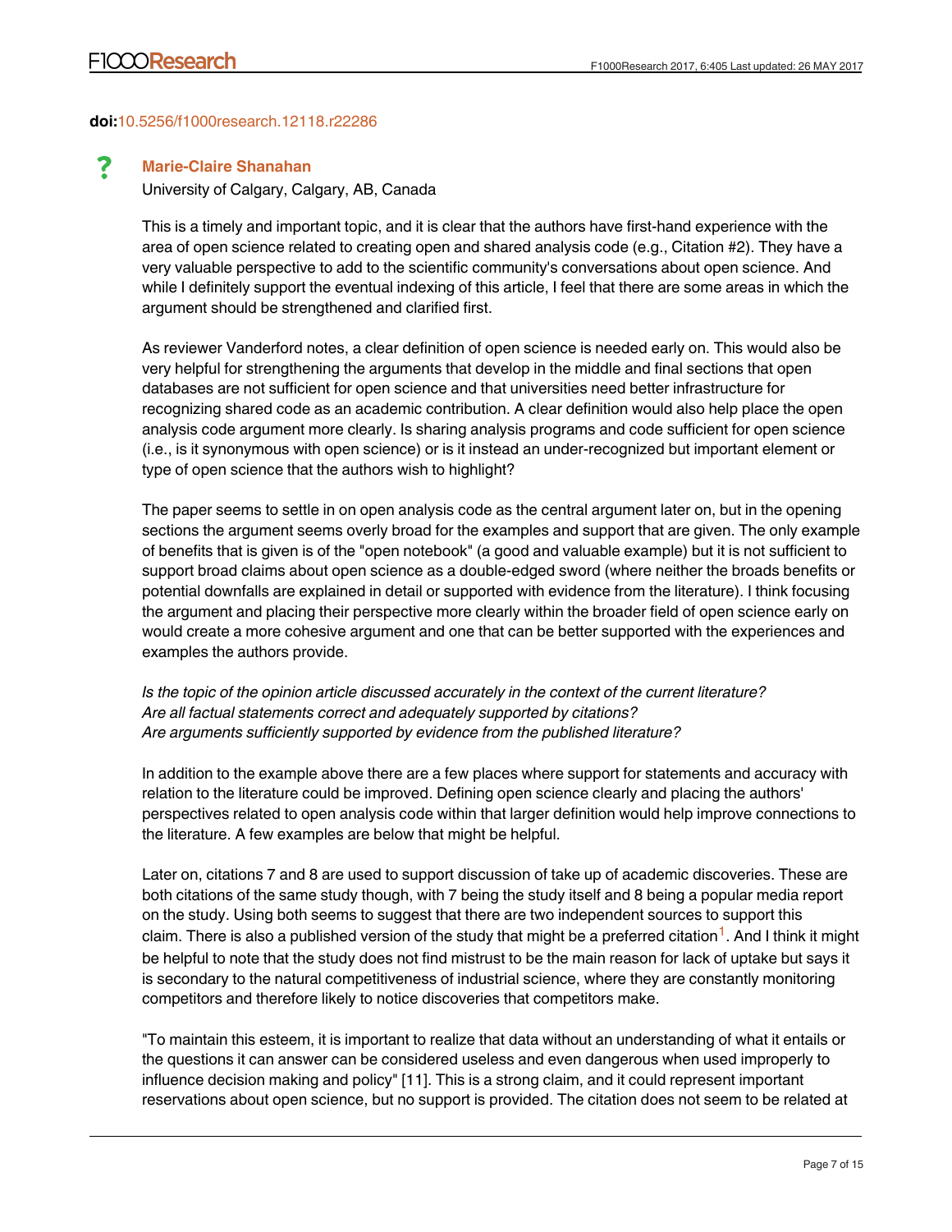doi:10.5256/f1000research.12118.r22286

**?** **Marie-Claire Shanahan**

University of Calgary, Calgary, AB, Canada

This is a timely and important topic, and it is clear that the authors have first-hand experience with the area of open science related to creating open and shared analysis code (e.g., Citation #2). They have a very valuable perspective to add to the scientific community's conversations about open science. And while I definitely support the eventual indexing of this article, I feel that there are some areas in which the argument should be strengthened and clarified first.

As reviewer Vanderford notes, a clear definition of open science is needed early on. This would also be very helpful for strengthening the arguments that develop in the middle and final sections that open databases are not sufficient for open science and that universities need better infrastructure for recognizing shared code as an academic contribution. A clear definition would also help place the open analysis code argument more clearly. Is sharing analysis programs and code sufficient for open science (i.e., is it synonymous with open science) or is it instead an under-recognized but important element or type of open science that the authors wish to highlight?

The paper seems to settle in on open analysis code as the central argument later on, but in the opening sections the argument seems overly broad for the examples and support that are given. The only example of benefits that is given is of the "open notebook" (a good and valuable example) but it is not sufficient to support broad claims about open science as a double-edged sword (where neither the broads benefits or potential downfalls are explained in detail or supported with evidence from the literature). I think focusing the argument and placing their perspective more clearly within the broader field of open science early on would create a more cohesive argument and one that can be better supported with the experiences and examples the authors provide.

*Is the topic of the opinion article discussed accurately in the context of the current literature?*
*Are all factual statements correct and adequately supported by citations?*
*Are arguments sufficiently supported by evidence from the published literature?*

In addition to the example above there are a few places where support for statements and accuracy with relation to the literature could be improved. Defining open science clearly and placing the authors' perspectives related to open analysis code within that larger definition would help improve connections to the literature. A few examples are below that might be helpful.

Later on, citations 7 and 8 are used to support discussion of take up of academic discoveries. These are both citations of the same study though, with 7 being the study itself and 8 being a popular media report on the study. Using both seems to suggest that there are two independent sources to support this claim. There is also a published version of the study that might be a preferred citation[1]. And I think it might be helpful to note that the study does not find mistrust to be the main reason for lack of uptake but says it is secondary to the natural competitiveness of industrial science, where they are constantly monitoring competitors and therefore likely to notice discoveries that competitors make.

"To maintain this esteem, it is important to realize that data without an understanding of what it entails or the questions it can answer can be considered useless and even dangerous when used improperly to influence decision making and policy" [11]. This is a strong claim, and it could represent important reservations about open science, but no support is provided. The citation does not seem to be related at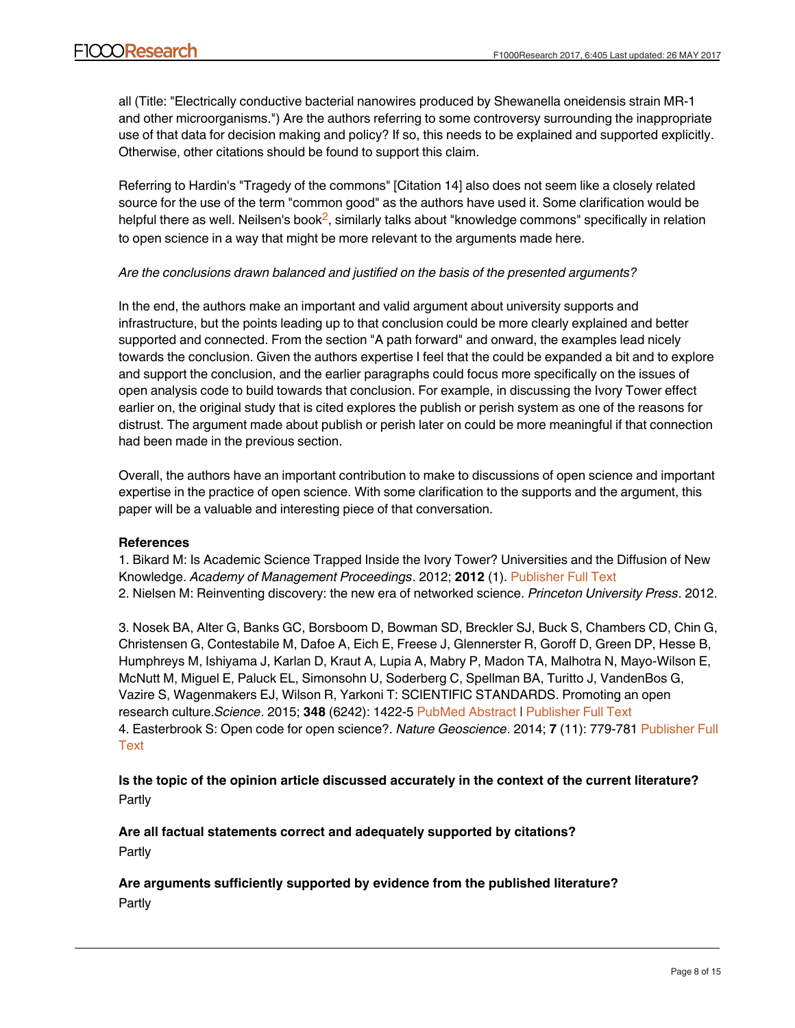all (Title: "Electrically conductive bacterial nanowires produced by Shewanella oneidensis strain MR-1 and other microorganisms.") Are the authors referring to some controversy surrounding the inappropriate use of that data for decision making and policy? If so, this needs to be explained and supported explicitly. Otherwise, other citations should be found to support this claim.

Referring to Hardin's "Tragedy of the commons" [Citation 14] also does not seem like a closely related source for the use of the term "common good" as the authors have used it. Some clarification would be helpful there as well. Neilsen's book[2], similarly talks about "knowledge commons" specifically in relation to open science in a way that might be more relevant to the arguments made here.

*Are the conclusions drawn balanced and justified on the basis of the presented arguments?*

In the end, the authors make an important and valid argument about university supports and infrastructure, but the points leading up to that conclusion could be more clearly explained and better supported and connected. From the section "A path forward" and onward, the examples lead nicely towards the conclusion. Given the authors expertise I feel that the could be expanded a bit and to explore and support the conclusion, and the earlier paragraphs could focus more specifically on the issues of open analysis code to build towards that conclusion. For example, in discussing the Ivory Tower effect earlier on, the original study that is cited explores the publish or perish system as one of the reasons for distrust. The argument made about publish or perish later on could be more meaningful if that connection had been made in the previous section.

Overall, the authors have an important contribution to make to discussions of open science and important expertise in the practice of open science. With some clarification to the supports and the argument, this paper will be a valuable and interesting piece of that conversation.

**References**

1. Bikard M: Is Academic Science Trapped Inside the Ivory Tower? Universities and the Diffusion of New Knowledge. *Academy of Management Proceedings*. 2012; **2012** (1). Publisher Full Text
2. Nielsen M: Reinventing discovery: the new era of networked science. *Princeton University Press*. 2012.
3. Nosek BA, Alter G, Banks GC, Borsboom D, Bowman SD, Breckler SJ, Buck S, Chambers CD, Chin G, Christensen G, Contestabile M, Dafoe A, Eich E, Freese J, Glennerster R, Goroff D, Green DP, Hesse B, Humphreys M, Ishiyama J, Karlan D, Kraut A, Lupia A, Mabry P, Madon TA, Malhotra N, Mayo-Wilson E, McNutt M, Miguel E, Paluck EL, Simonsohn U, Soderberg C, Spellman BA, Turitto J, VandenBos G, Vazire S, Wagenmakers EJ, Wilson R, Yarkoni T: SCIENTIFIC STANDARDS. Promoting an open research culture.*Science*. 2015; **348** (6242): 1422-5 PubMed Abstract | Publisher Full Text
4. Easterbrook S: Open code for open science?. *Nature Geoscience*. 2014; **7** (11): 779-781 Publisher Full Text

**Is the topic of the opinion article discussed accurately in the context of the current literature?**
Partly

**Are all factual statements correct and adequately supported by citations?**
Partly

**Are arguments sufficiently supported by evidence from the published literature?**
Partly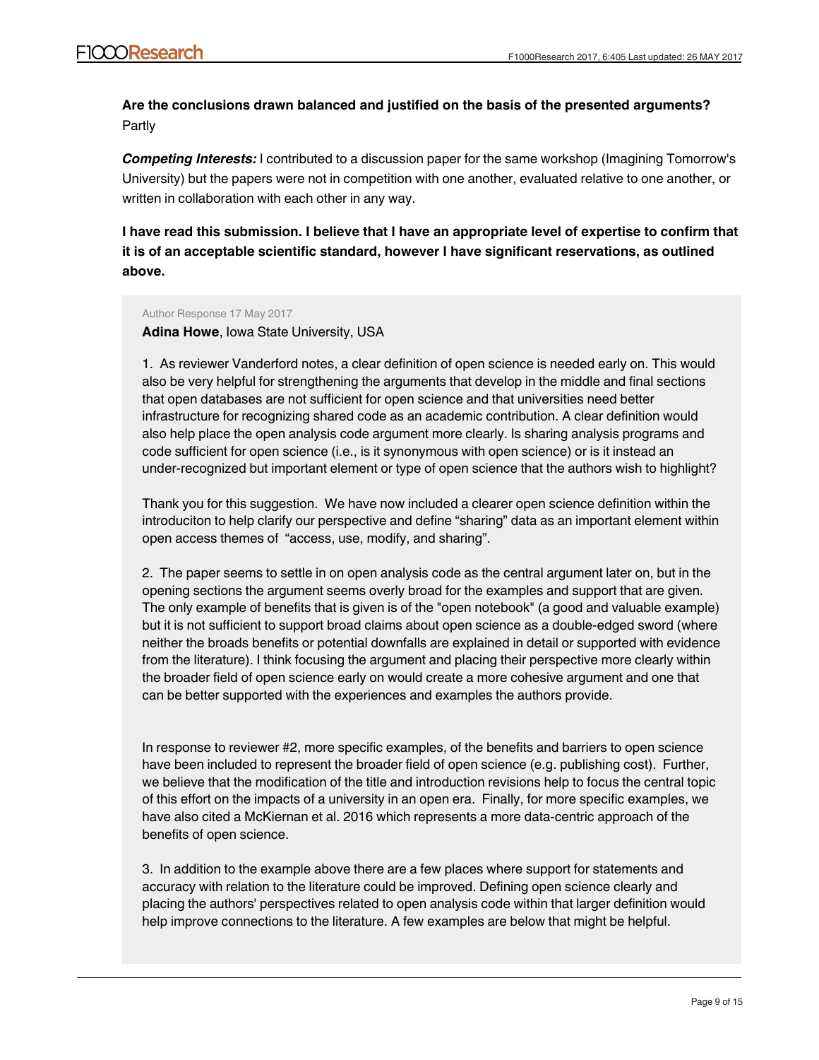**Are the conclusions drawn balanced and justified on the basis of the presented arguments?**
Partly

***Competing Interests:*** I contributed to a discussion paper for the same workshop (Imagining Tomorrow's University) but the papers were not in competition with one another, evaluated relative to one another, or written in collaboration with each other in any way.

**I have read this submission. I believe that I have an appropriate level of expertise to confirm that it is of an acceptable scientific standard, however I have significant reservations, as outlined above.**

Author Response 17 May 2017

**Adina Howe**, Iowa State University, USA

1. As reviewer Vanderford notes, a clear definition of open science is needed early on. This would also be very helpful for strengthening the arguments that develop in the middle and final sections that open databases are not sufficient for open science and that universities need better infrastructure for recognizing shared code as an academic contribution. A clear definition would also help place the open analysis code argument more clearly. Is sharing analysis programs and code sufficient for open science (i.e., is it synonymous with open science) or is it instead an under-recognized but important element or type of open science that the authors wish to highlight?

Thank you for this suggestion. We have now included a clearer open science definition within the introduciton to help clarify our perspective and define "sharing" data as an important element within open access themes of "access, use, modify, and sharing".

2. The paper seems to settle in on open analysis code as the central argument later on, but in the opening sections the argument seems overly broad for the examples and support that are given. The only example of benefits that is given is of the "open notebook" (a good and valuable example) but it is not sufficient to support broad claims about open science as a double-edged sword (where neither the broads benefits or potential downfalls are explained in detail or supported with evidence from the literature). I think focusing the argument and placing their perspective more clearly within the broader field of open science early on would create a more cohesive argument and one that can be better supported with the experiences and examples the authors provide.

In response to reviewer #2, more specific examples, of the benefits and barriers to open science have been included to represent the broader field of open science (e.g. publishing cost). Further, we believe that the modification of the title and introduction revisions help to focus the central topic of this effort on the impacts of a university in an open era. Finally, for more specific examples, we have also cited a McKiernan et al. 2016 which represents a more data-centric approach of the benefits of open science.

3. In addition to the example above there are a few places where support for statements and accuracy with relation to the literature could be improved. Defining open science clearly and placing the authors' perspectives related to open analysis code within that larger definition would help improve connections to the literature. A few examples are below that might be helpful.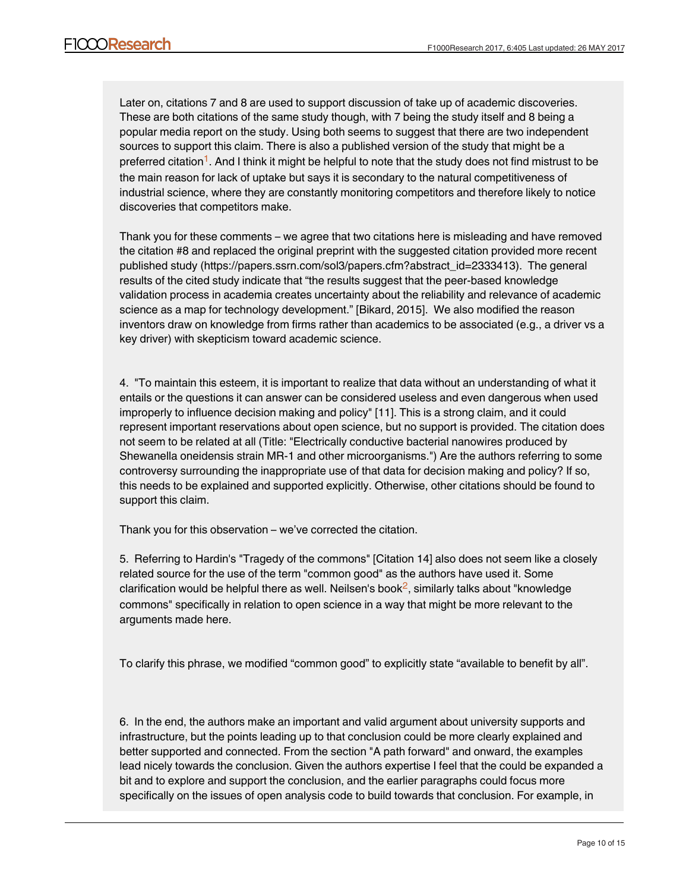Later on, citations 7 and 8 are used to support discussion of take up of academic discoveries. These are both citations of the same study though, with 7 being the study itself and 8 being a popular media report on the study. Using both seems to suggest that there are two independent sources to support this claim. There is also a published version of the study that might be a preferred citation[1]. And I think it might be helpful to note that the study does not find mistrust to be the main reason for lack of uptake but says it is secondary to the natural competitiveness of industrial science, where they are constantly monitoring competitors and therefore likely to notice discoveries that competitors make.

Thank you for these comments – we agree that two citations here is misleading and have removed the citation #8 and replaced the original preprint with the suggested citation provided more recent published study (https://papers.ssrn.com/sol3/papers.cfm?abstract_id=2333413). The general results of the cited study indicate that "the results suggest that the peer-based knowledge validation process in academia creates uncertainty about the reliability and relevance of academic science as a map for technology development." [Bikard, 2015]. We also modified the reason inventors draw on knowledge from firms rather than academics to be associated (e.g., a driver vs a key driver) with skepticism toward academic science.

4. "To maintain this esteem, it is important to realize that data without an understanding of what it entails or the questions it can answer can be considered useless and even dangerous when used improperly to influence decision making and policy" [11]. This is a strong claim, and it could represent important reservations about open science, but no support is provided. The citation does not seem to be related at all (Title: "Electrically conductive bacterial nanowires produced by Shewanella oneidensis strain MR-1 and other microorganisms.") Are the authors referring to some controversy surrounding the inappropriate use of that data for decision making and policy? If so, this needs to be explained and supported explicitly. Otherwise, other citations should be found to support this claim.

Thank you for this observation – we've corrected the citation.

5. Referring to Hardin's "Tragedy of the commons" [Citation 14] also does not seem like a closely related source for the use of the term "common good" as the authors have used it. Some clarification would be helpful there as well. Neilsen's book[2], similarly talks about "knowledge commons" specifically in relation to open science in a way that might be more relevant to the arguments made here.

To clarify this phrase, we modified "common good" to explicitly state "available to benefit by all".

6. In the end, the authors make an important and valid argument about university supports and infrastructure, but the points leading up to that conclusion could be more clearly explained and better supported and connected. From the section "A path forward" and onward, the examples lead nicely towards the conclusion. Given the authors expertise I feel that the could be expanded a bit and to explore and support the conclusion, and the earlier paragraphs could focus more specifically on the issues of open analysis code to build towards that conclusion. For example, in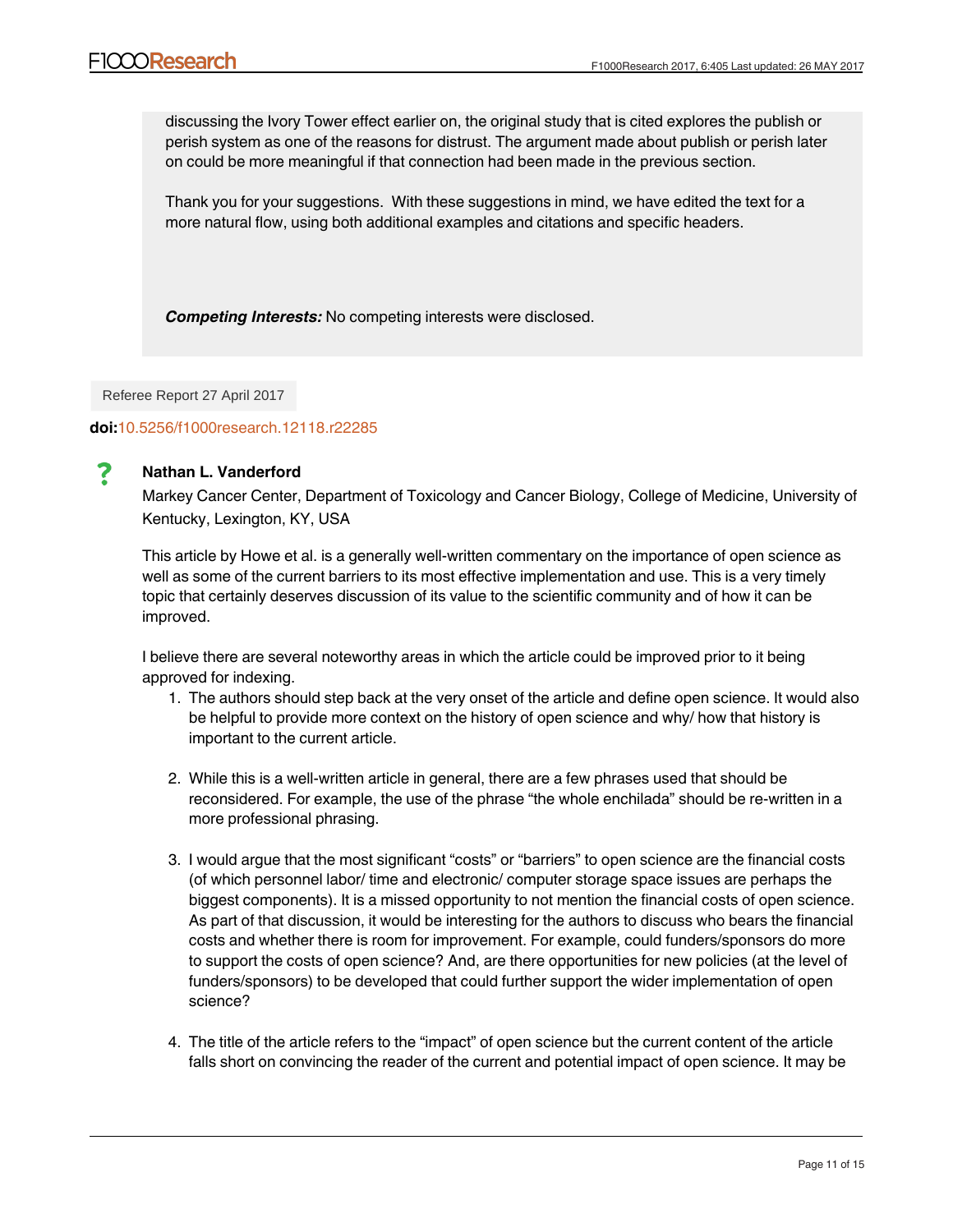discussing the Ivory Tower effect earlier on, the original study that is cited explores the publish or perish system as one of the reasons for distrust. The argument made about publish or perish later on could be more meaningful if that connection had been made in the previous section.

Thank you for your suggestions. With these suggestions in mind, we have edited the text for a more natural flow, using both additional examples and citations and specific headers.

***Competing Interests:*** No competing interests were disclosed.

Referee Report 27 April 2017

**doi:**10.5256/f1000research.12118.r22285

?

**Nathan L. Vanderford**

Markey Cancer Center, Department of Toxicology and Cancer Biology, College of Medicine, University of Kentucky, Lexington, KY, USA

This article by Howe et al. is a generally well-written commentary on the importance of open science as well as some of the current barriers to its most effective implementation and use. This is a very timely topic that certainly deserves discussion of its value to the scientific community and of how it can be improved.

I believe there are several noteworthy areas in which the article could be improved prior to it being approved for indexing.

1. The authors should step back at the very onset of the article and define open science. It would also be helpful to provide more context on the history of open science and why/ how that history is important to the current article.

2. While this is a well-written article in general, there are a few phrases used that should be reconsidered. For example, the use of the phrase "the whole enchilada" should be re-written in a more professional phrasing.

3. I would argue that the most significant "costs" or "barriers" to open science are the financial costs (of which personnel labor/ time and electronic/ computer storage space issues are perhaps the biggest components). It is a missed opportunity to not mention the financial costs of open science. As part of that discussion, it would be interesting for the authors to discuss who bears the financial costs and whether there is room for improvement. For example, could funders/sponsors do more to support the costs of open science? And, are there opportunities for new policies (at the level of funders/sponsors) to be developed that could further support the wider implementation of open science?

4. The title of the article refers to the "impact" of open science but the current content of the article falls short on convincing the reader of the current and potential impact of open science. It may be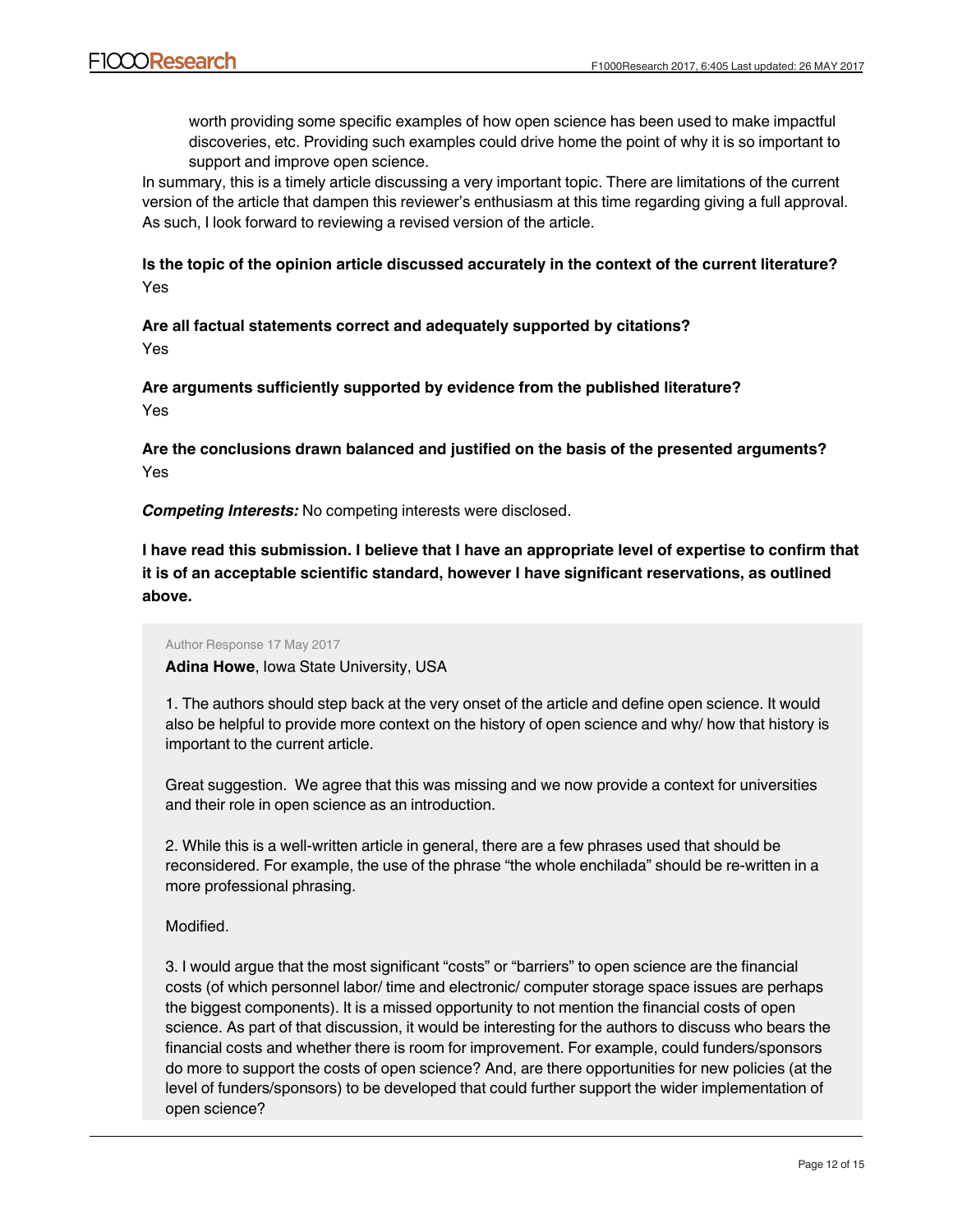worth providing some specific examples of how open science has been used to make impactful discoveries, etc. Providing such examples could drive home the point of why it is so important to support and improve open science.

In summary, this is a timely article discussing a very important topic. There are limitations of the current version of the article that dampen this reviewer's enthusiasm at this time regarding giving a full approval. As such, I look forward to reviewing a revised version of the article.

**Is the topic of the opinion article discussed accurately in the context of the current literature?**
Yes

**Are all factual statements correct and adequately supported by citations?**
Yes

**Are arguments sufficiently supported by evidence from the published literature?**
Yes

**Are the conclusions drawn balanced and justified on the basis of the presented arguments?**
Yes

***Competing Interests:*** No competing interests were disclosed.

**I have read this submission. I believe that I have an appropriate level of expertise to confirm that it is of an acceptable scientific standard, however I have significant reservations, as outlined above.**

> Author Response 17 May 2017
>
> **Adina Howe**, Iowa State University, USA
>
> 1. The authors should step back at the very onset of the article and define open science. It would also be helpful to provide more context on the history of open science and why/ how that history is important to the current article.
>
> Great suggestion. We agree that this was missing and we now provide a context for universities and their role in open science as an introduction.
>
> 2. While this is a well-written article in general, there are a few phrases used that should be reconsidered. For example, the use of the phrase "the whole enchilada" should be re-written in a more professional phrasing.
>
> Modified.
>
> 3. I would argue that the most significant "costs" or "barriers" to open science are the financial costs (of which personnel labor/ time and electronic/ computer storage space issues are perhaps the biggest components). It is a missed opportunity to not mention the financial costs of open science. As part of that discussion, it would be interesting for the authors to discuss who bears the financial costs and whether there is room for improvement. For example, could funders/sponsors do more to support the costs of open science? And, are there opportunities for new policies (at the level of funders/sponsors) to be developed that could further support the wider implementation of open science?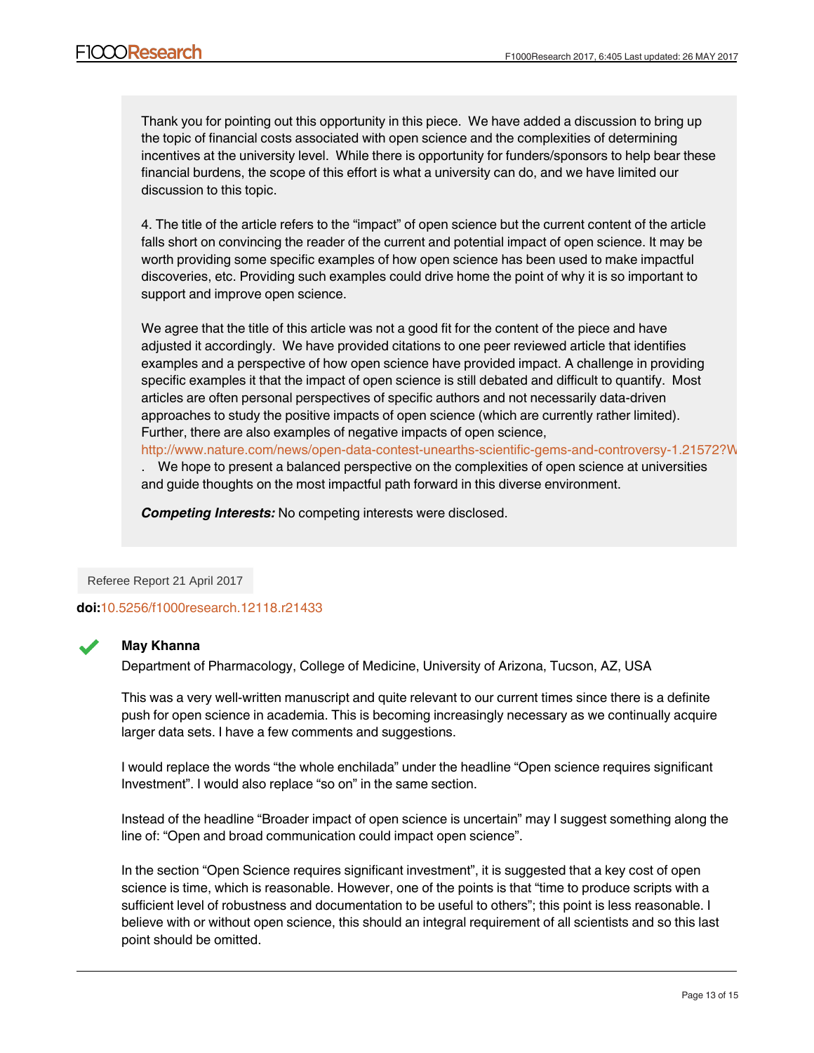Thank you for pointing out this opportunity in this piece. We have added a discussion to bring up the topic of financial costs associated with open science and the complexities of determining incentives at the university level. While there is opportunity for funders/sponsors to help bear these financial burdens, the scope of this effort is what a university can do, and we have limited our discussion to this topic.

4. The title of the article refers to the "impact" of open science but the current content of the article falls short on convincing the reader of the current and potential impact of open science. It may be worth providing some specific examples of how open science has been used to make impactful discoveries, etc. Providing such examples could drive home the point of why it is so important to support and improve open science.

We agree that the title of this article was not a good fit for the content of the piece and have adjusted it accordingly. We have provided citations to one peer reviewed article that identifies examples and a perspective of how open science have provided impact. A challenge in providing specific examples it that the impact of open science is still debated and difficult to quantify. Most articles are often personal perspectives of specific authors and not necessarily data-driven approaches to study the positive impacts of open science (which are currently rather limited). Further, there are also examples of negative impacts of open science, http://www.nature.com/news/open-data-contest-unearths-scientific-gems-and-controversy-1.21572?W . We hope to present a balanced perspective on the complexities of open science at universities and guide thoughts on the most impactful path forward in this diverse environment.

***Competing Interests:*** No competing interests were disclosed.

Referee Report 21 April 2017

**doi:**10.5256/f1000research.12118.r21433

✓ **May Khanna**

Department of Pharmacology, College of Medicine, University of Arizona, Tucson, AZ, USA

This was a very well-written manuscript and quite relevant to our current times since there is a definite push for open science in academia. This is becoming increasingly necessary as we continually acquire larger data sets. I have a few comments and suggestions.

I would replace the words "the whole enchilada" under the headline "Open science requires significant Investment". I would also replace "so on" in the same section.

Instead of the headline "Broader impact of open science is uncertain" may I suggest something along the line of: "Open and broad communication could impact open science".

In the section "Open Science requires significant investment", it is suggested that a key cost of open science is time, which is reasonable. However, one of the points is that "time to produce scripts with a sufficient level of robustness and documentation to be useful to others"; this point is less reasonable. I believe with or without open science, this should an integral requirement of all scientists and so this last point should be omitted.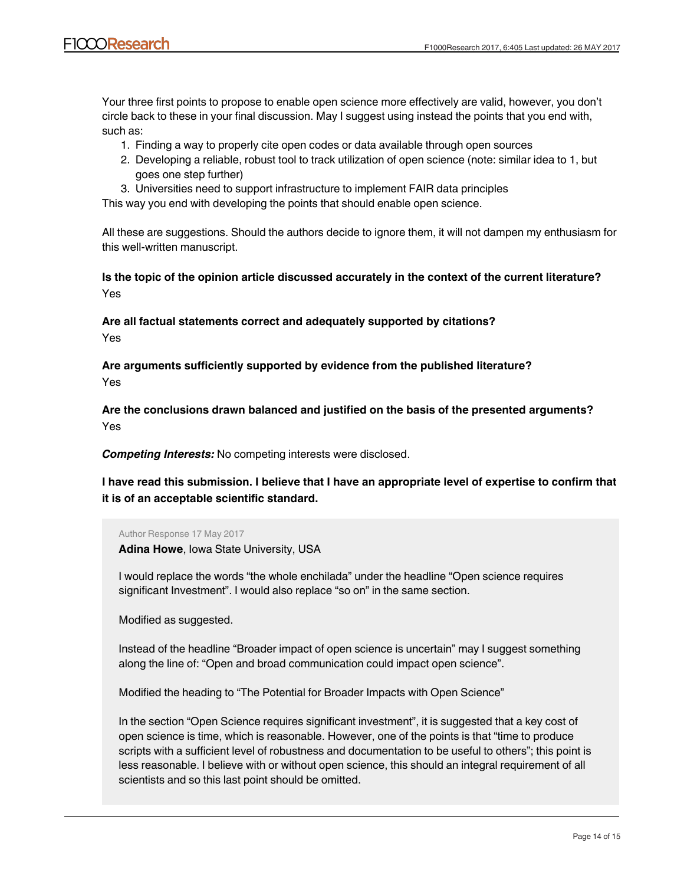Your three first points to propose to enable open science more effectively are valid, however, you don't circle back to these in your final discussion. May I suggest using instead the points that you end with, such as:

1. Finding a way to properly cite open codes or data available through open sources
2. Developing a reliable, robust tool to track utilization of open science (note: similar idea to 1, but goes one step further)
3. Universities need to support infrastructure to implement FAIR data principles

This way you end with developing the points that should enable open science.

All these are suggestions. Should the authors decide to ignore them, it will not dampen my enthusiasm for this well-written manuscript.

**Is the topic of the opinion article discussed accurately in the context of the current literature?**
Yes

**Are all factual statements correct and adequately supported by citations?**
Yes

**Are arguments sufficiently supported by evidence from the published literature?**
Yes

**Are the conclusions drawn balanced and justified on the basis of the presented arguments?**
Yes

***Competing Interests:*** No competing interests were disclosed.

**I have read this submission. I believe that I have an appropriate level of expertise to confirm that it is of an acceptable scientific standard.**

Author Response 17 May 2017

**Adina Howe**, Iowa State University, USA

I would replace the words "the whole enchilada" under the headline "Open science requires significant Investment". I would also replace "so on" in the same section.

Modified as suggested.

Instead of the headline "Broader impact of open science is uncertain" may I suggest something along the line of: "Open and broad communication could impact open science".

Modified the heading to "The Potential for Broader Impacts with Open Science"

In the section "Open Science requires significant investment", it is suggested that a key cost of open science is time, which is reasonable. However, one of the points is that "time to produce scripts with a sufficient level of robustness and documentation to be useful to others"; this point is less reasonable. I believe with or without open science, this should an integral requirement of all scientists and so this last point should be omitted.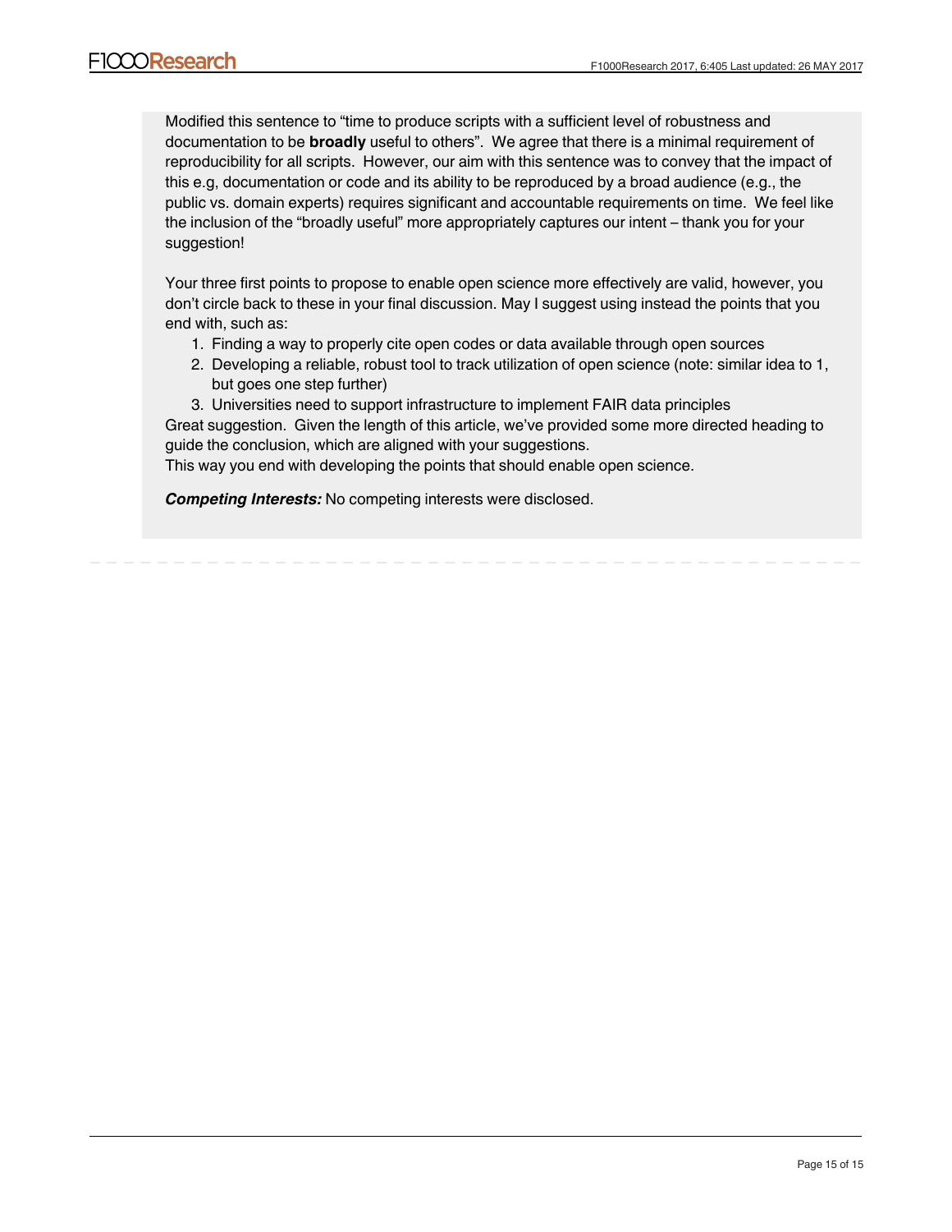Modified this sentence to "time to produce scripts with a sufficient level of robustness and documentation to be **broadly** useful to others". We agree that there is a minimal requirement of reproducibility for all scripts. However, our aim with this sentence was to convey that the impact of this e.g, documentation or code and its ability to be reproduced by a broad audience (e.g., the public vs. domain experts) requires significant and accountable requirements on time. We feel like the inclusion of the "broadly useful" more appropriately captures our intent – thank you for your suggestion!

Your three first points to propose to enable open science more effectively are valid, however, you don't circle back to these in your final discussion. May I suggest using instead the points that you end with, such as:

1. Finding a way to properly cite open codes or data available through open sources
2. Developing a reliable, robust tool to track utilization of open science (note: similar idea to 1, but goes one step further)
3. Universities need to support infrastructure to implement FAIR data principles

Great suggestion. Given the length of this article, we've provided some more directed heading to guide the conclusion, which are aligned with your suggestions.
This way you end with developing the points that should enable open science.

***Competing Interests:*** No competing interests were disclosed.